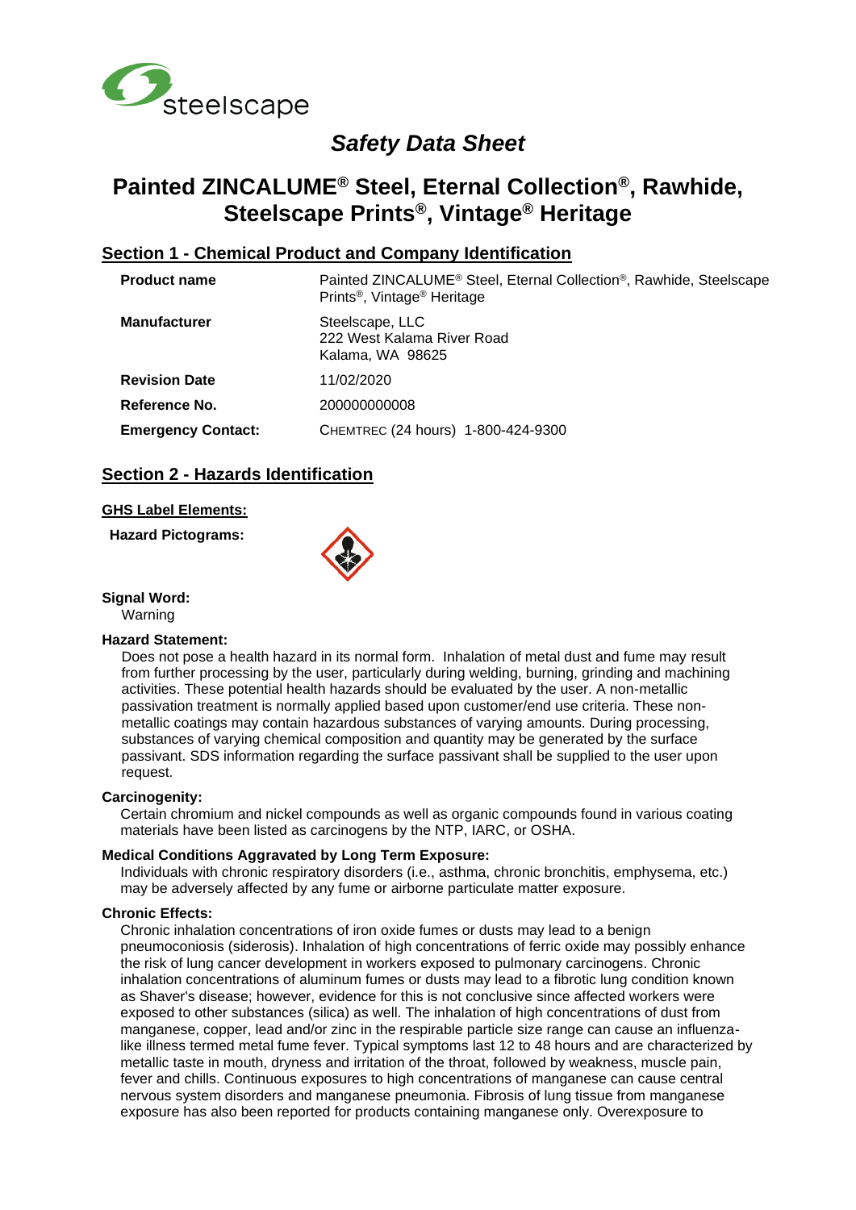steelscape

# *Safety Data Sheet*

# Painted ZINCALUME® Steel, Eternal Collection®, Rawhide, Steelscape Prints®, Vintage® Heritage

## Section 1 - Chemical Product and Company Identification

| | |
|---|---|
| **Product name** | Painted ZINCALUME® Steel, Eternal Collection®, Rawhide, Steelscape Prints®, Vintage® Heritage |
| **Manufacturer** | Steelscape, LLC<br>222 West Kalama River Road<br>Kalama, WA 98625 |
| **Revision Date** | 11/02/2020 |
| **Reference No.** | 200000000008 |
| **Emergency Contact:** | CHEMTREC (24 hours) 1-800-424-9300 |

## Section 2 - Hazards Identification

**GHS Label Elements:**

**Hazard Pictograms:**

**Signal Word:**

Warning

**Hazard Statement:**

Does not pose a health hazard in its normal form. Inhalation of metal dust and fume may result from further processing by the user, particularly during welding, burning, grinding and machining activities. These potential health hazards should be evaluated by the user. A non-metallic passivation treatment is normally applied based upon customer/end use criteria. These non-metallic coatings may contain hazardous substances of varying amounts. During processing, substances of varying chemical composition and quantity may be generated by the surface passivant. SDS information regarding the surface passivant shall be supplied to the user upon request.

**Carcinogenity:**

Certain chromium and nickel compounds as well as organic compounds found in various coating materials have been listed as carcinogens by the NTP, IARC, or OSHA.

**Medical Conditions Aggravated by Long Term Exposure:**

Individuals with chronic respiratory disorders (i.e., asthma, chronic bronchitis, emphysema, etc.) may be adversely affected by any fume or airborne particulate matter exposure.

**Chronic Effects:**

Chronic inhalation concentrations of iron oxide fumes or dusts may lead to a benign pneumoconiosis (siderosis). Inhalation of high concentrations of ferric oxide may possibly enhance the risk of lung cancer development in workers exposed to pulmonary carcinogens. Chronic inhalation concentrations of aluminum fumes or dusts may lead to a fibrotic lung condition known as Shaver's disease; however, evidence for this is not conclusive since affected workers were exposed to other substances (silica) as well. The inhalation of high concentrations of dust from manganese, copper, lead and/or zinc in the respirable particle size range can cause an influenza-like illness termed metal fume fever. Typical symptoms last 12 to 48 hours and are characterized by metallic taste in mouth, dryness and irritation of the throat, followed by weakness, muscle pain, fever and chills. Continuous exposures to high concentrations of manganese can cause central nervous system disorders and manganese pneumonia. Fibrosis of lung tissue from manganese exposure has also been reported for products containing manganese only. Overexposure to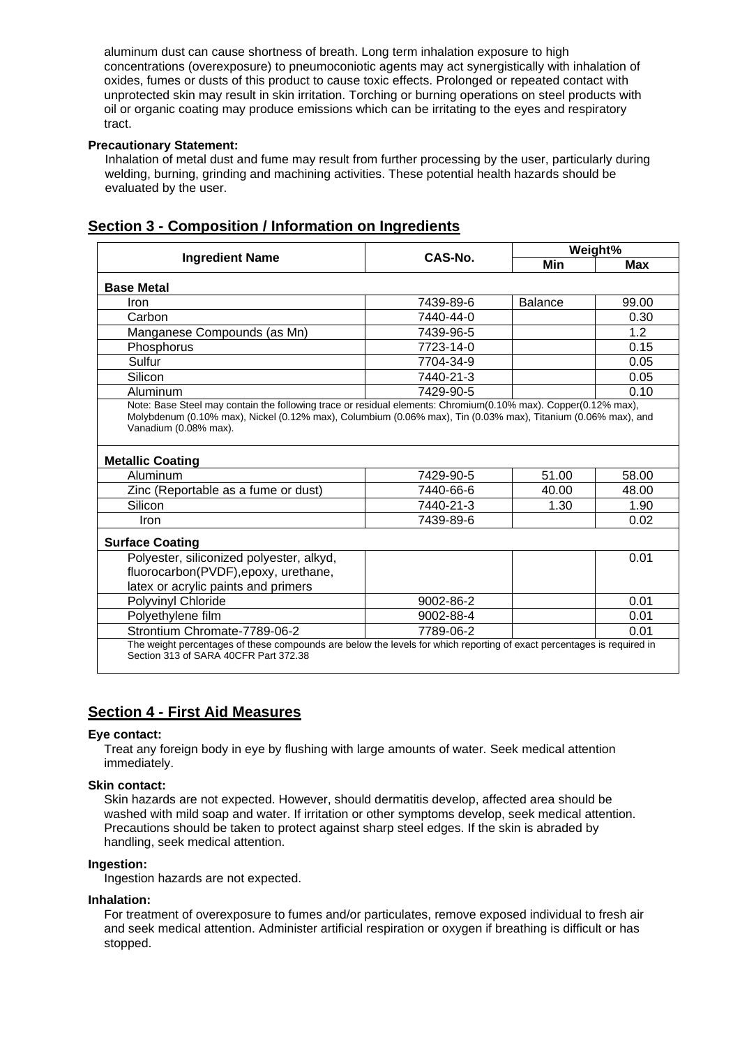aluminum dust can cause shortness of breath. Long term inhalation exposure to high concentrations (overexposure) to pneumoconiotic agents may act synergistically with inhalation of oxides, fumes or dusts of this product to cause toxic effects. Prolonged or repeated contact with unprotected skin may result in skin irritation. Torching or burning operations on steel products with oil or organic coating may produce emissions which can be irritating to the eyes and respiratory tract.

**Precautionary Statement:**

Inhalation of metal dust and fume may result from further processing by the user, particularly during welding, burning, grinding and machining activities. These potential health hazards should be evaluated by the user.

## Section 3 - Composition / Information on Ingredients

| Ingredient Name | CAS-No. | Weight% | |
|---|---|---|---|
| | | Min | Max |
| **Base Metal** | | | |
| Iron | 7439-89-6 | Balance | 99.00 |
| Carbon | 7440-44-0 | | 0.30 |
| Manganese Compounds (as Mn) | 7439-96-5 | | 1.2 |
| Phosphorus | 7723-14-0 | | 0.15 |
| Sulfur | 7704-34-9 | | 0.05 |
| Silicon | 7440-21-3 | | 0.05 |
| Aluminum | 7429-90-5 | | 0.10 |
| Note: Base Steel may contain the following trace or residual elements: Chromium(0.10% max). Copper(0.12% max), Molybdenum (0.10% max), Nickel (0.12% max), Columbium (0.06% max), Tin (0.03% max), Titanium (0.06% max), and Vanadium (0.08% max). | | | |
| **Metallic Coating** | | | |
| Aluminum | 7429-90-5 | 51.00 | 58.00 |
| Zinc (Reportable as a fume or dust) | 7440-66-6 | 40.00 | 48.00 |
| Silicon | 7440-21-3 | 1.30 | 1.90 |
| Iron | 7439-89-6 | | 0.02 |
| **Surface Coating** | | | |
| Polyester, siliconized polyester, alkyd, fluorocarbon(PVDF),epoxy, urethane, latex or acrylic paints and primers | | | 0.01 |
| Polyvinyl Chloride | 9002-86-2 | | 0.01 |
| Polyethylene film | 9002-88-4 | | 0.01 |
| Strontium Chromate-7789-06-2 | 7789-06-2 | | 0.01 |
| The weight percentages of these compounds are below the levels for which reporting of exact percentages is required in Section 313 of SARA 40CFR Part 372.38 | | | |

## Section 4 - First Aid Measures

**Eye contact:**

Treat any foreign body in eye by flushing with large amounts of water. Seek medical attention immediately.

**Skin contact:**

Skin hazards are not expected. However, should dermatitis develop, affected area should be washed with mild soap and water. If irritation or other symptoms develop, seek medical attention. Precautions should be taken to protect against sharp steel edges. If the skin is abraded by handling, seek medical attention.

**Ingestion:**

Ingestion hazards are not expected.

**Inhalation:**

For treatment of overexposure to fumes and/or particulates, remove exposed individual to fresh air and seek medical attention. Administer artificial respiration or oxygen if breathing is difficult or has stopped.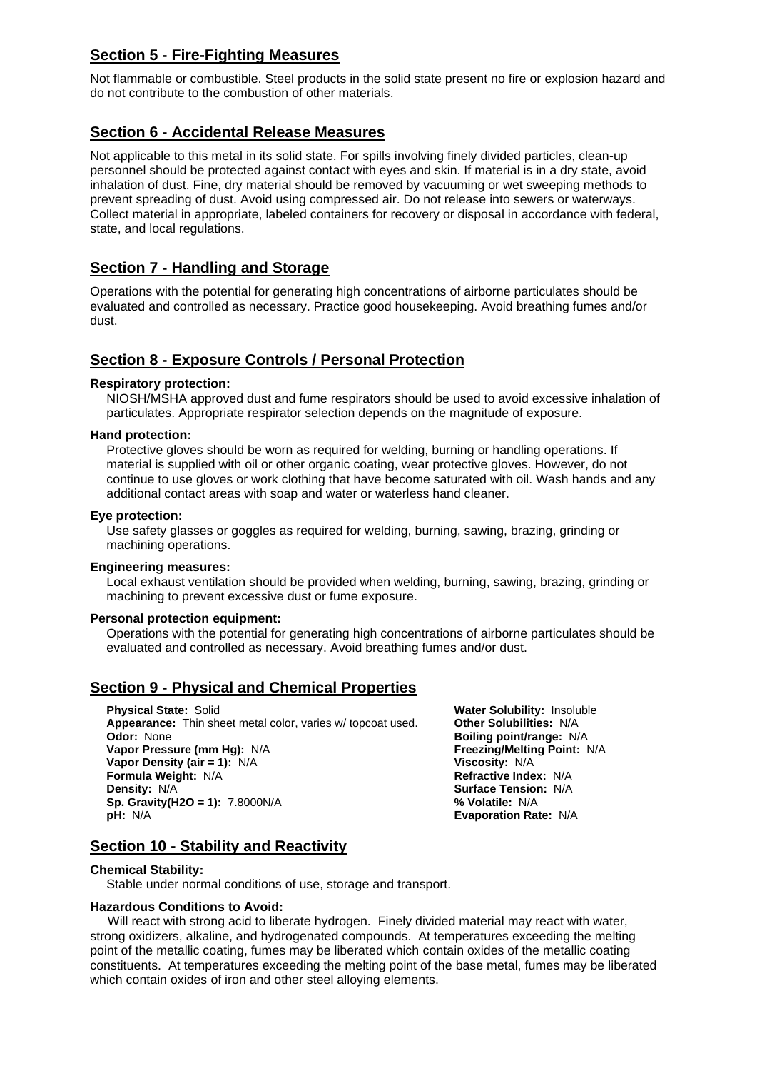## Section 5 - Fire-Fighting Measures

Not flammable or combustible. Steel products in the solid state present no fire or explosion hazard and do not contribute to the combustion of other materials.

## Section 6 - Accidental Release Measures

Not applicable to this metal in its solid state. For spills involving finely divided particles, clean-up personnel should be protected against contact with eyes and skin. If material is in a dry state, avoid inhalation of dust. Fine, dry material should be removed by vacuuming or wet sweeping methods to prevent spreading of dust. Avoid using compressed air. Do not release into sewers or waterways. Collect material in appropriate, labeled containers for recovery or disposal in accordance with federal, state, and local regulations.

## Section 7 - Handling and Storage

Operations with the potential for generating high concentrations of airborne particulates should be evaluated and controlled as necessary. Practice good housekeeping. Avoid breathing fumes and/or dust.

## Section 8 - Exposure Controls / Personal Protection

**Respiratory protection:**

NIOSH/MSHA approved dust and fume respirators should be used to avoid excessive inhalation of particulates. Appropriate respirator selection depends on the magnitude of exposure.

**Hand protection:**

Protective gloves should be worn as required for welding, burning or handling operations. If material is supplied with oil or other organic coating, wear protective gloves. However, do not continue to use gloves or work clothing that have become saturated with oil. Wash hands and any additional contact areas with soap and water or waterless hand cleaner.

**Eye protection:**

Use safety glasses or goggles as required for welding, burning, sawing, brazing, grinding or machining operations.

**Engineering measures:**

Local exhaust ventilation should be provided when welding, burning, sawing, brazing, grinding or machining to prevent excessive dust or fume exposure.

**Personal protection equipment:**

Operations with the potential for generating high concentrations of airborne particulates should be evaluated and controlled as necessary. Avoid breathing fumes and/or dust.

## Section 9 - Physical and Chemical Properties

**Physical State:** Solid
**Appearance:** Thin sheet metal color, varies w/ topcoat used.
**Odor:** None
**Vapor Pressure (mm Hg):** N/A
**Vapor Density (air = 1):** N/A
**Formula Weight:** N/A
**Density:** N/A
**Sp. Gravity(H2O = 1):** 7.8000N/A
**pH:** N/A

**Water Solubility:** Insoluble
**Other Solubilities:** N/A
**Boiling point/range:** N/A
**Freezing/Melting Point:** N/A
**Viscosity:** N/A
**Refractive Index:** N/A
**Surface Tension:** N/A
**% Volatile:** N/A
**Evaporation Rate:** N/A

## Section 10 - Stability and Reactivity

**Chemical Stability:**

Stable under normal conditions of use, storage and transport.

**Hazardous Conditions to Avoid:**

Will react with strong acid to liberate hydrogen. Finely divided material may react with water, strong oxidizers, alkaline, and hydrogenated compounds. At temperatures exceeding the melting point of the metallic coating, fumes may be liberated which contain oxides of the metallic coating constituents. At temperatures exceeding the melting point of the base metal, fumes may be liberated which contain oxides of iron and other steel alloying elements.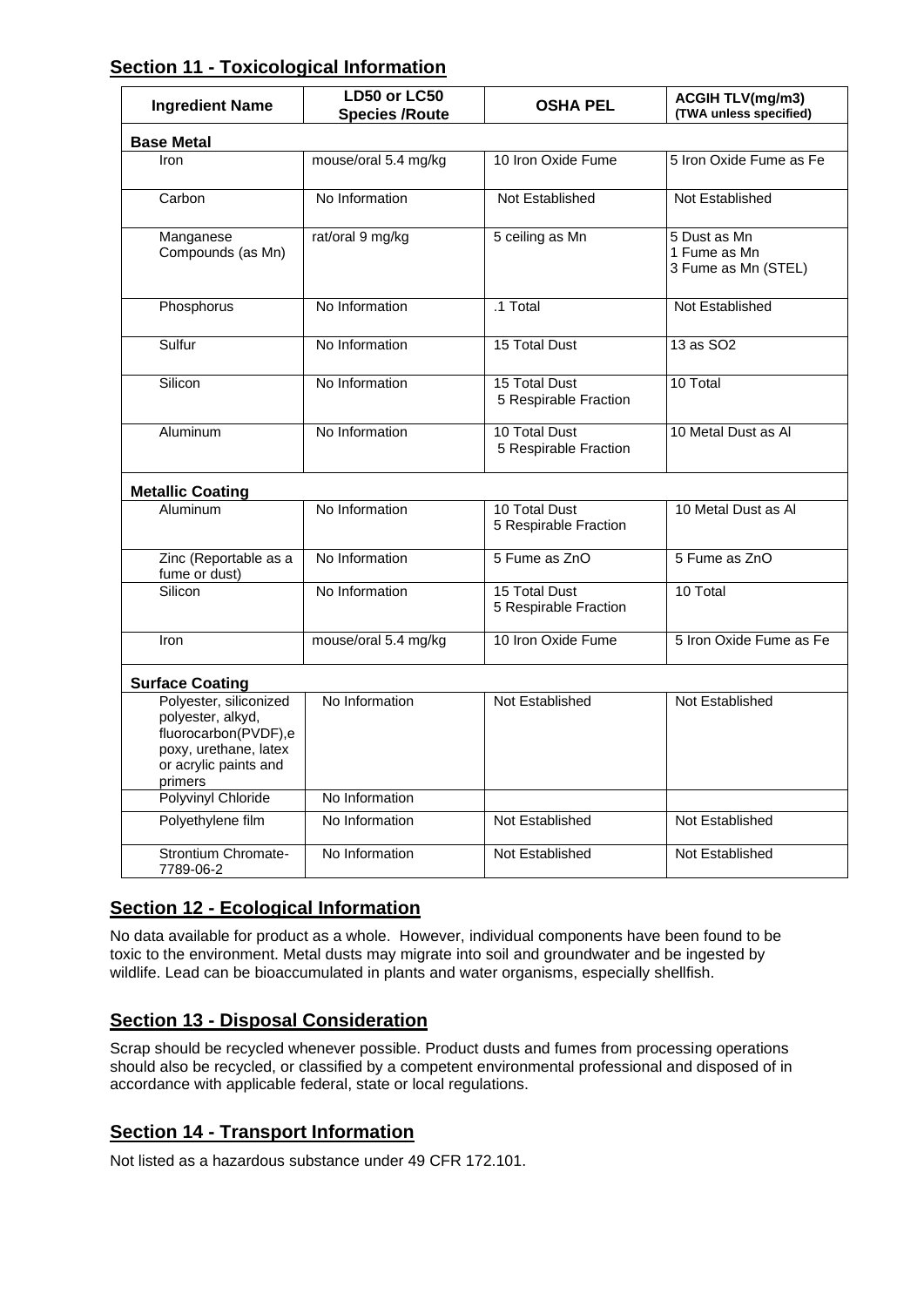## Section 11 - Toxicological Information

| Ingredient Name | LD50 or LC50 Species /Route | OSHA PEL | ACGIH TLV(mg/m3) (TWA unless specified) |
|---|---|---|---|
| **Base Metal** | | | |
| Iron | mouse/oral 5.4 mg/kg | 10 Iron Oxide Fume | 5 Iron Oxide Fume as Fe |
| Carbon | No Information | Not Established | Not Established |
| Manganese Compounds (as Mn) | rat/oral 9 mg/kg | 5 ceiling as Mn | 5 Dust as Mn<br>1 Fume as Mn<br>3 Fume as Mn (STEL) |
| Phosphorus | No Information | .1 Total | Not Established |
| Sulfur | No Information | 15 Total Dust | 13 as $SO_2$ |
| Silicon | No Information | 15 Total Dust<br>5 Respirable Fraction | 10 Total |
| Aluminum | No Information | 10 Total Dust<br>5 Respirable Fraction | 10 Metal Dust as Al |
| **Metallic Coating** | | | |
| Aluminum | No Information | 10 Total Dust<br>5 Respirable Fraction | 10 Metal Dust as Al |
| Zinc (Reportable as a fume or dust) | No Information | 5 Fume as ZnO | 5 Fume as ZnO |
| Silicon | No Information | 15 Total Dust<br>5 Respirable Fraction | 10 Total |
| Iron | mouse/oral 5.4 mg/kg | 10 Iron Oxide Fume | 5 Iron Oxide Fume as Fe |
| **Surface Coating** | | | |
| Polyester, siliconized polyester, alkyd, fluorocarbon(PVDF),epoxy, urethane, latex or acrylic paints and primers | No Information | Not Established | Not Established |
| Polyvinyl Chloride | No Information | | |
| Polyethylene film | No Information | Not Established | Not Established |
| Strontium Chromate-7789-06-2 | No Information | Not Established | Not Established |

## Section 12 - Ecological Information

No data available for product as a whole. However, individual components have been found to be toxic to the environment. Metal dusts may migrate into soil and groundwater and be ingested by wildlife. Lead can be bioaccumulated in plants and water organisms, especially shellfish.

## Section 13 - Disposal Consideration

Scrap should be recycled whenever possible. Product dusts and fumes from processing operations should also be recycled, or classified by a competent environmental professional and disposed of in accordance with applicable federal, state or local regulations.

## Section 14 - Transport Information

Not listed as a hazardous substance under 49 CFR 172.101.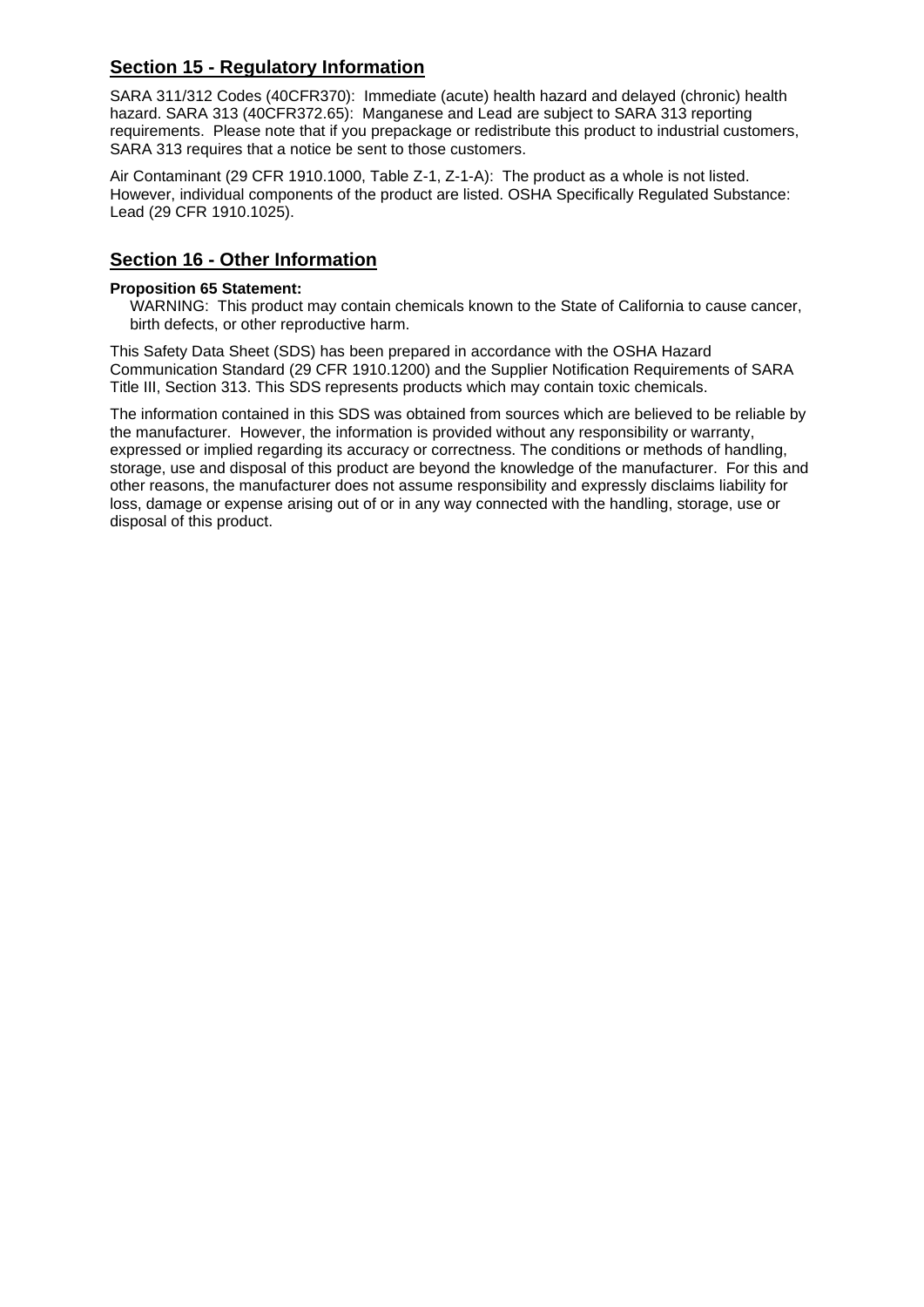## Section 15 - Regulatory Information

SARA 311/312 Codes (40CFR370): Immediate (acute) health hazard and delayed (chronic) health hazard. SARA 313 (40CFR372.65): Manganese and Lead are subject to SARA 313 reporting requirements. Please note that if you prepackage or redistribute this product to industrial customers, SARA 313 requires that a notice be sent to those customers.

Air Contaminant (29 CFR 1910.1000, Table Z-1, Z-1-A): The product as a whole is not listed. However, individual components of the product are listed. OSHA Specifically Regulated Substance: Lead (29 CFR 1910.1025).

## Section 16 - Other Information

**Proposition 65 Statement:**

WARNING: This product may contain chemicals known to the State of California to cause cancer, birth defects, or other reproductive harm.

This Safety Data Sheet (SDS) has been prepared in accordance with the OSHA Hazard Communication Standard (29 CFR 1910.1200) and the Supplier Notification Requirements of SARA Title III, Section 313. This SDS represents products which may contain toxic chemicals.

The information contained in this SDS was obtained from sources which are believed to be reliable by the manufacturer. However, the information is provided without any responsibility or warranty, expressed or implied regarding its accuracy or correctness. The conditions or methods of handling, storage, use and disposal of this product are beyond the knowledge of the manufacturer. For this and other reasons, the manufacturer does not assume responsibility and expressly disclaims liability for loss, damage or expense arising out of or in any way connected with the handling, storage, use or disposal of this product.